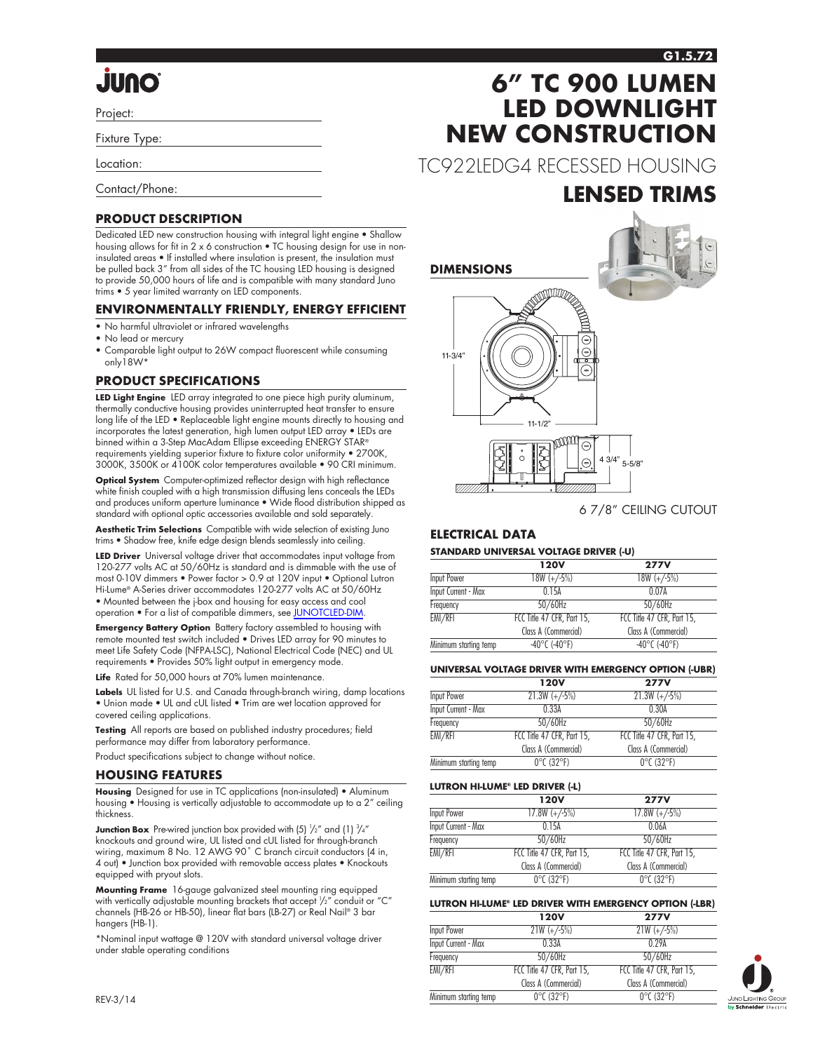G1.5.72

# 6" TC 900 LUMEN LED DOWNLIGHT NEW CONSTRUCTION

TC922LEDG4 RECESSED HOUSING

## LENSED TRIMS

Project:

Fixture Type:

Location:

Contact/Phone:

### PRODUCT DESCRIPTION

Dedicated LED new construction housing with integral light engine • Shallow housing allows for fit in 2 x 6 construction • TC housing design for use in non-insulated areas • If installed where insulation is present, the insulation must be pulled back 3" from all sides of the TC housing LED housing is designed to provide 50,000 hours of life and is compatible with many standard Juno trims • 5 year limited warranty on LED components.

### ENVIRONMENTALLY FRIENDLY, ENERGY EFFICIENT

- No harmful ultraviolet or infrared wavelengths
- No lead or mercury
- Comparable light output to 26W compact fluorescent while consuming only18W*

### PRODUCT SPECIFICATIONS

**LED Light Engine** LED array integrated to one piece high purity aluminum, thermally conductive housing provides uninterrupted heat transfer to ensure long life of the LED • Replaceable light engine mounts directly to housing and incorporates the latest generation, high lumen output LED array • LEDs are binned within a 3-Step MacAdam Ellipse exceeding ENERGY STAR® requirements yielding superior fixture to fixture color uniformity • 2700K, 3000K, 3500K or 4100K color temperatures available • 90 CRI minimum.

**Optical System** Computer-optimized reflector design with high reflectance white finish coupled with a high transmission diffusing lens conceals the LEDs and produces uniform aperture luminance • Wide flood distribution shipped as standard with optional optic accessories available and sold separately.

**Aesthetic Trim Selections** Compatible with wide selection of existing Juno trims • Shadow free, knife edge design blends seamlessly into ceiling.

**LED Driver** Universal voltage driver that accommodates input voltage from 120-277 volts AC at 50/60Hz is standard and is dimmable with the use of most 0-10V dimmers • Power factor > 0.9 at 120V input • Optional Lutron Hi-Lume® A-Series driver accommodates 120-277 volts AC at 50/60Hz • Mounted between the j-box and housing for easy access and cool operation • For a list of compatible dimmers, see JUNOTCLED-DIM.

**Emergency Battery Option** Battery factory assembled to housing with remote mounted test switch included • Drives LED array for 90 minutes to meet Life Safety Code (NFPA-LSC), National Electrical Code (NEC) and UL requirements • Provides 50% light output in emergency mode.

**Life** Rated for 50,000 hours at 70% lumen maintenance.

**Labels** UL listed for U.S. and Canada through-branch wiring, damp locations • Union made • UL and cUL listed • Trim are wet location approved for covered ceiling applications.

**Testing** All reports are based on published industry procedures; field performance may differ from laboratory performance.

Product specifications subject to change without notice.

### HOUSING FEATURES

**Housing** Designed for use in TC applications (non-insulated) • Aluminum housing • Housing is vertically adjustable to accommodate up to a 2" ceiling thickness.

**Junction Box** Pre-wired junction box provided with (5) 1/2" and (1) 3/4" knockouts and ground wire, UL listed and cUL listed for through-branch wiring, maximum 8 No. 12 AWG 90˚ C branch circuit conductors (4 in, 4 out) • Junction box provided with removable access plates • Knockouts equipped with pryout slots.

**Mounting Frame** 16-gauge galvanized steel mounting ring equipped with vertically adjustable mounting brackets that accept 1/2" conduit or "C" channels (HB-26 or HB-50), linear flat bars (LB-27) or Real Nail® 3 bar hangers (HB-1).

*Nominal input wattage @ 120V with standard universal voltage driver under stable operating conditions

### DIMENSIONS

11-3/4"

11-1/2"

4 3/4"

5-5/8"

6 7/8" CEILING CUTOUT

### ELECTRICAL DATA

**STANDARD UNIVERSAL VOLTAGE DRIVER (-U)**

| | 120V | 277V |
|---|---|---|
| Input Power | 18W (+/-5%) | 18W (+/-5%) |
| Input Current - Max | 0.15A | 0.07A |
| Frequency | 50/60Hz | 50/60Hz |
| EMI/RFI | FCC Title 47 CFR, Part 15, Class A (Commercial) | FCC Title 47 CFR, Part 15, Class A (Commercial) |
| Minimum starting temp | -40°C (-40°F) | -40°C (-40°F) |

**UNIVERSAL VOLTAGE DRIVER WITH EMERGENCY OPTION (-UBR)**

| | 120V | 277V |
|---|---|---|
| Input Power | 21.3W (+/-5%) | 21.3W (+/-5%) |
| Input Current - Max | 0.33A | 0.30A |
| Frequency | 50/60Hz | 50/60Hz |
| EMI/RFI | FCC Title 47 CFR, Part 15, Class A (Commercial) | FCC Title 47 CFR, Part 15, Class A (Commercial) |
| Minimum starting temp | 0°C (32°F) | 0°C (32°F) |

**LUTRON HI-LUME® LED DRIVER (-L)**

| | 120V | 277V |
|---|---|---|
| Input Power | 17.8W (+/-5%) | 17.8W (+/-5%) |
| Input Current - Max | 0.15A | 0.06A |
| Frequency | 50/60Hz | 50/60Hz |
| EMI/RFI | FCC Title 47 CFR, Part 15, Class A (Commercial) | FCC Title 47 CFR, Part 15, Class A (Commercial) |
| Minimum starting temp | 0°C (32°F) | 0°C (32°F) |

**LUTRON HI-LUME® LED DRIVER WITH EMERGENCY OPTION (-LBR)**

| | 120V | 277V |
|---|---|---|
| Input Power | 21W (+/-5%) | 21W (+/-5%) |
| Input Current - Max | 0.33A | 0.29A |
| Frequency | 50/60Hz | 50/60Hz |
| EMI/RFI | FCC Title 47 CFR, Part 15, Class A (Commercial) | FCC Title 47 CFR, Part 15, Class A (Commercial) |
| Minimum starting temp | 0°C (32°F) | 0°C (32°F) |

REV-3/14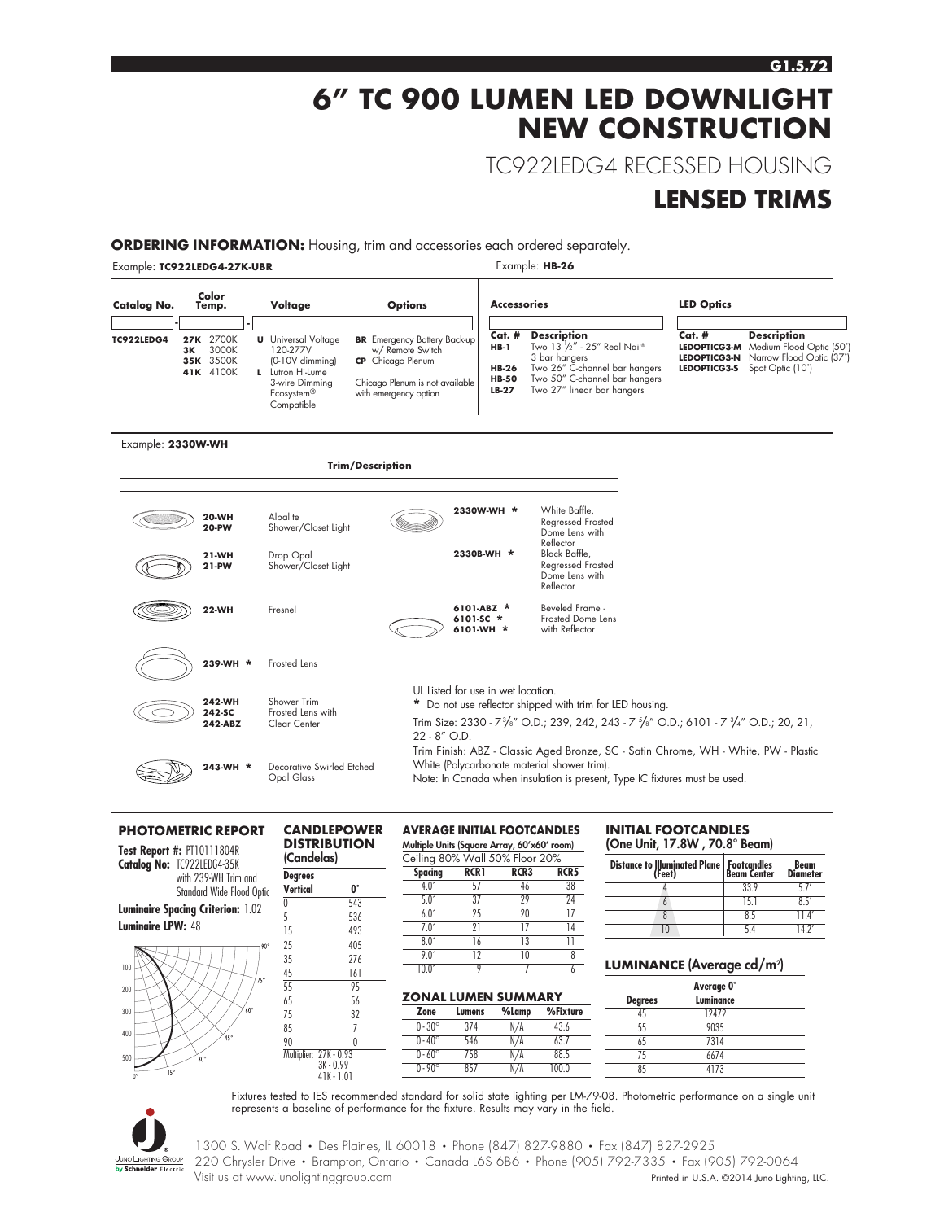# 6" TC 900 LUMEN LED DOWNLIGHT NEW CONSTRUCTION

TC922LEDG4 RECESSED HOUSING

## LENSED TRIMS

**ORDERING INFORMATION:** Housing, trim and accessories each ordered separately.

Example: **TC922LEDG4-27K-UBR**

| Catalog No. | Color Temp. | Voltage | Options |
|---|---|---|---|
| **TC922LEDG4** | **27K** 2700K<br>**3K** 3000K<br>**35K** 3500K<br>**41K** 4100K | **U** Universal Voltage 120-277V (0-10V dimming)<br>**L** Lutron Hi-Lume 3-wire Dimming Ecosystem® Compatible | **BR** Emergency Battery Back-up w/ Remote Switch<br>**CP** Chicago Plenum<br><br>Chicago Plenum is not available with emergency option |

Example: **HB-26**

**Accessories**

| Cat. # | Description |
|---|---|
| **HB-1** | Two 13 ½" - 25" Real Nail® 3 bar hangers |
| **HB-26** | Two 26" C-channel bar hangers |
| **HB-50** | Two 50" C-channel bar hangers |
| **LB-27** | Two 27" linear bar hangers |

**LED Optics**

| Cat. # | Description |
|---|---|
| **LEDOPTICG3-M** | Medium Flood Optic (50°) |
| **LEDOPTICG3-N** | Narrow Flood Optic (37°) |
| **LEDOPTICG3-S** | Spot Optic (10°) |

Example: **2330W-WH**

**Trim/Description**

| Cat. # | Description |
|---|---|
| **20-WH**<br>**20-PW** | Albalite Shower/Closet Light |
| **21-WH**<br>**21-PW** | Drop Opal Shower/Closet Light |
| **22-WH** | Fresnel |
| **239-WH** * | Frosted Lens |
| **242-WH**<br>**242-SC**<br>**242-ABZ** | Shower Trim Frosted Lens with Clear Center |
| **243-WH** * | Decorative Swirled Etched Opal Glass |
| **2330W-WH** * | White Baffle, Regressed Frosted Dome Lens with Reflector |
| **2330B-WH** * | Black Baffle, Regressed Frosted Dome Lens with Reflector |
| **6101-ABZ** *<br>**6101-SC** *<br>**6101-WH** * | Beveled Frame - Frosted Dome Lens with Reflector |

UL Listed for use in wet location.

* Do not use reflector shipped with trim for LED housing.

Trim Size: 2330 - 7 ⅜" O.D.; 239, 242, 243 - 7 ⅝" O.D.; 6101 - 7 ¾" O.D.; 20, 21, 22 - 8" O.D.

Trim Finish: ABZ - Classic Aged Bronze, SC - Satin Chrome, WH - White, PW - Plastic White (Polycarbonate material shower trim).

Note: In Canada when insulation is present, Type IC fixtures must be used.

### PHOTOMETRIC REPORT

**Test Report #:** PT10111804R
**Catalog No:** TC922LEDG4-35K with 239-WH Trim and Standard Wide Flood Optic
**Luminaire Spacing Criterion:** 1.02
**Luminaire LPW:** 48

100
200
300
400
500
0° 15° 30° 45° 60° 75° 90°

### CANDLEPOWER DISTRIBUTION (Candelas)

| Degrees Vertical | 0° |
|---|---|
| 0 | 543 |
| 5 | 536 |
| 15 | 493 |
| 25 | 405 |
| 35 | 276 |
| 45 | 161 |
| 55 | 95 |
| 65 | 56 |
| 75 | 32 |
| 85 | 7 |
| 90 | 0 |

Multiplier: 27K - 0.93, 3K - 0.99, 41K - 1.01

### AVERAGE INITIAL FOOTCANDLES

**Multiple Units (Square Array, 60'x60' room)**
Ceiling 80% Wall 50% Floor 20%

| Spacing | RCR1 | RCR3 | RCR5 |
|---|---|---|---|
| 4.0' | 57 | 46 | 38 |
| 5.0' | 37 | 29 | 24 |
| 6.0' | 25 | 20 | 17 |
| 7.0' | 21 | 17 | 14 |
| 8.0' | 16 | 13 | 11 |
| 9.0' | 12 | 10 | 8 |
| 10.0' | 9 | 7 | 6 |

### ZONAL LUMEN SUMMARY

| Zone | Lumens | %Lamp | %Fixture |
|---|---|---|---|
| 0 - 30° | 374 | N/A | 43.6 |
| 0 - 40° | 546 | N/A | 63.7 |
| 0 - 60° | 758 | N/A | 88.5 |
| 0 - 90° | 857 | N/A | 100.0 |

### INITIAL FOOTCANDLES (One Unit, 17.8W , 70.8° Beam)

| Distance to Illuminated Plane (Feet) | Footcandles Beam Center | Beam Diameter |
|---|---|---|
| 4 | 33.9 | 5.7' |
| 6 | 15.1 | 8.5' |
| 8 | 8.5 | 11.4' |
| 10 | 5.4 | 14.2' |

### LUMINANCE (Average cd/m²)

| Degrees | Average 0° Luminance |
|---|---|
| 45 | 12472 |
| 55 | 9035 |
| 65 | 7314 |
| 75 | 6674 |
| 85 | 4173 |

Fixtures tested to IES recommended standard for solid state lighting per LM-79-08. Photometric performance on a single unit represents a baseline of performance for the fixture. Results may vary in the field.

Juno Lighting Group by Schneider Electric

1300 S. Wolf Road • Des Plaines, IL 60018 • Phone (847) 827-9880 • Fax (847) 827-2925
220 Chrysler Drive • Brampton, Ontario • Canada L6S 6B6 • Phone (905) 792-7335 • Fax (905) 792-0064
Visit us at www.junolightinggroup.com

Printed in U.S.A. ©2014 Juno Lighting, LLC.